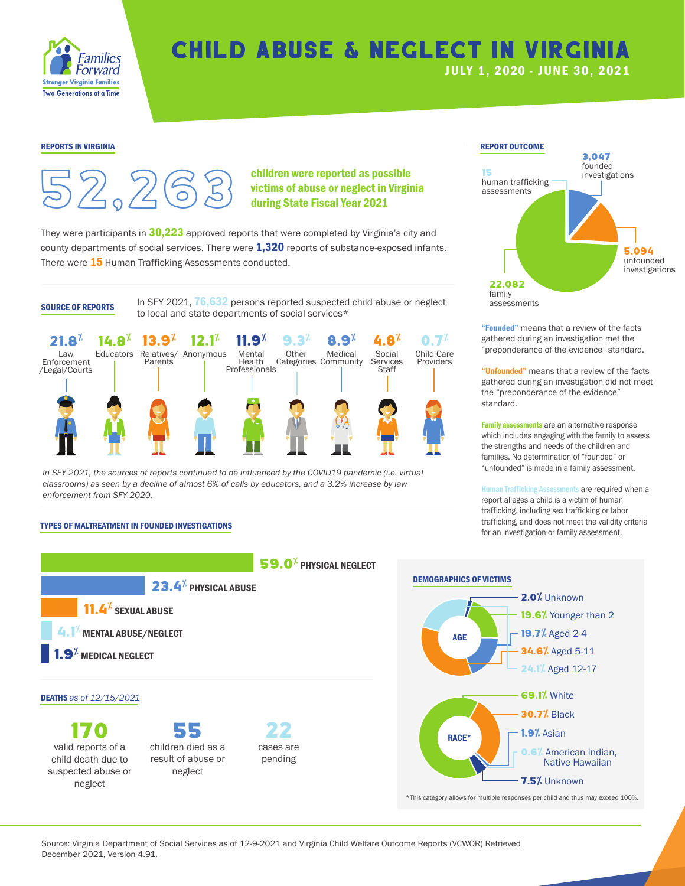Families Forward
Stronger Virginia Families
Two Generations at a Time

# CHILD ABUSE & NEGLECT IN VIRGINIA

**JULY 1, 2020 - JUNE 30, 2021**

## REPORTS IN VIRGINIA

**52,263** children were reported as possible victims of abuse or neglect in Virginia during State Fiscal Year 2021

They were participants in **30,223** approved reports that were completed by Virginia's city and county departments of social services. There were **1,320** reports of substance-exposed infants. There were **15** Human Trafficking Assessments conducted.

## SOURCE OF REPORTS

In SFY 2021, **76,632** persons reported suspected child abuse or neglect to local and state departments of social services*

| Source | Percent |
|---|---|
| Law Enforcement /Legal/Courts | 21.8% |
| Educators | 14.8% |
| Relatives/ Parents | 13.9% |
| Anonymous | 12.1% |
| Mental Health Professionals | 11.9% |
| Other Categories | 9.3% |
| Medical Community | 8.9% |
| Social Services Staff | 4.8% |
| Child Care Providers | 0.7% |

*In SFY 2021, the sources of reports continued to be influenced by the COVID19 pandemic (i.e. virtual classrooms) as seen by a decline of almost 6% of calls by educators, and a 3.2% increase by law enforcement from SFY 2020.*

## TYPES OF MALTREATMENT IN FOUNDED INVESTIGATIONS

- **59.0%** PHYSICAL NEGLECT
- **23.4%** PHYSICAL ABUSE
- **11.4%** SEXUAL ABUSE
- **4.1%** MENTAL ABUSE/NEGLECT
- **1.9%** MEDICAL NEGLECT

## DEATHS *as of 12/15/2021*

- **170** valid reports of a child death due to suspected abuse or neglect
- **55** children died as a result of abuse or neglect
- **22** cases are pending

## REPORT OUTCOME

- **3,047** founded investigations
- **5,094** unfounded investigations
- **22,082** family assessments
- **15** human trafficking assessments

**"Founded"** means that a review of the facts gathered during an investigation met the "preponderance of the evidence" standard.

**"Unfounded"** means that a review of the facts gathered during an investigation did not meet the "preponderance of the evidence" standard.

**Family assessments** are an alternative response which includes engaging with the family to assess the strengths and needs of the children and families. No determination of "founded" or "unfounded" is made in a family assessment.

**Human Trafficking Assessments** are required when a report alleges a child is a victim of human trafficking, including sex trafficking or labor trafficking, and does not meet the validity criteria for an investigation or family assessment.

## DEMOGRAPHICS OF VICTIMS

**AGE**

- **2.0%** Unknown
- **19.6%** Younger than 2
- **19.7%** Aged 2-4
- **34.6%** Aged 5-11
- **24.1%** Aged 12-17

**RACE***

- **69.1%** White
- **30.7%** Black
- **1.9%** Asian
- **0.6%** American Indian, Native Hawaiian
- **7.5%** Unknown

*This category allows for multiple responses per child and thus may exceed 100%.

Source: Virginia Department of Social Services as of 12-9-2021 and Virginia Child Welfare Outcome Reports (VCWOR) Retrieved December 2021, Version 4.91.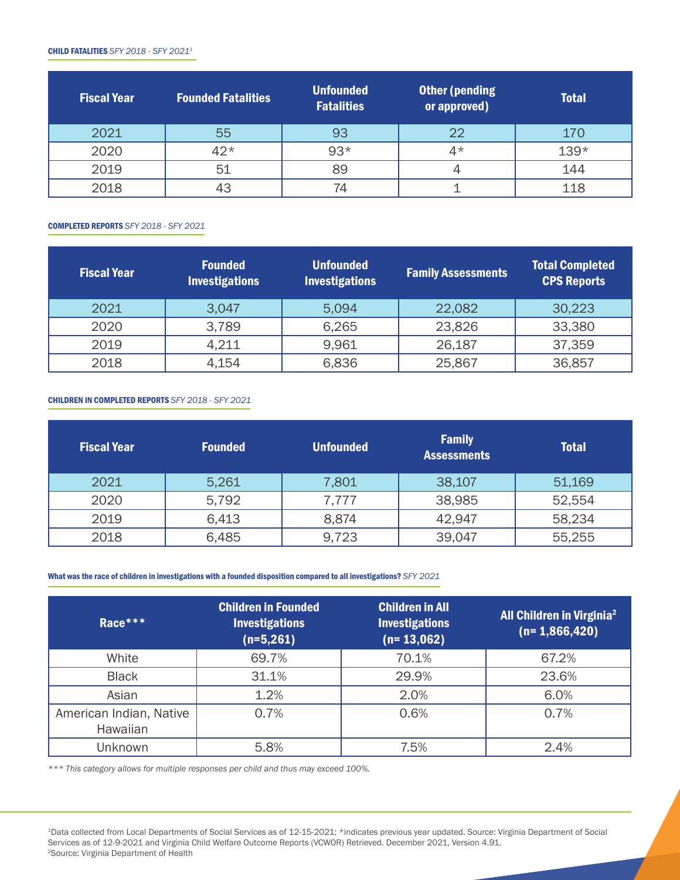**CHILD FATALITIES** *SFY 2018 - SFY 2021*[1]

| Fiscal Year | Founded Fatalities | Unfounded Fatalities | Other (pending or approved) | Total |
|---|---|---|---|---|
| 2021 | 55 | 93 | 22 | 170 |
| 2020 | 42* | 93* | 4* | 139* |
| 2019 | 51 | 89 | 4 | 144 |
| 2018 | 43 | 74 | 1 | 118 |

**COMPLETED REPORTS** *SFY 2018 - SFY 2021*

| Fiscal Year | Founded Investigations | Unfounded Investigations | Family Assessments | Total Completed CPS Reports |
|---|---|---|---|---|
| 2021 | 3,047 | 5,094 | 22,082 | 30,223 |
| 2020 | 3,789 | 6,265 | 23,826 | 33,380 |
| 2019 | 4,211 | 9,961 | 26,187 | 37,359 |
| 2018 | 4,154 | 6,836 | 25,867 | 36,857 |

**CHILDREN IN COMPLETED REPORTS** *SFY 2018 - SFY 2021*

| Fiscal Year | Founded | Unfounded | Family Assessments | Total |
|---|---|---|---|---|
| 2021 | 5,261 | 7,801 | 38,107 | 51,169 |
| 2020 | 5,792 | 7,777 | 38,985 | 52,554 |
| 2019 | 6,413 | 8,874 | 42,947 | 58,234 |
| 2018 | 6,485 | 9,723 | 39,047 | 55,255 |

**What was the race of children in investigations with a founded disposition compared to all investigations?** *SFY 2021*

| Race*** | Children in Founded Investigations (n=5,261) | Children in All Investigations (n= 13,062) | All Children in Virginia[2] (n= 1,866,420) |
|---|---|---|---|
| White | 69.7% | 70.1% | 67.2% |
| Black | 31.1% | 29.9% | 23.6% |
| Asian | 1.2% | 2.0% | 6.0% |
| American Indian, Native Hawaiian | 0.7% | 0.6% | 0.7% |
| Unknown | 5.8% | 7.5% | 2.4% |

*\*\*\* This category allows for multiple responses per child and thus may exceed 100%.*

[1]Data collected from Local Departments of Social Services as of 12-15-2021; *indicates previous year updated. Source: Virginia Department of Social Services as of 12-9-2021 and Virginia Child Welfare Outcome Reports (VCWOR) Retrieved. December 2021, Version 4.91.
[2]Source: Virginia Department of Health